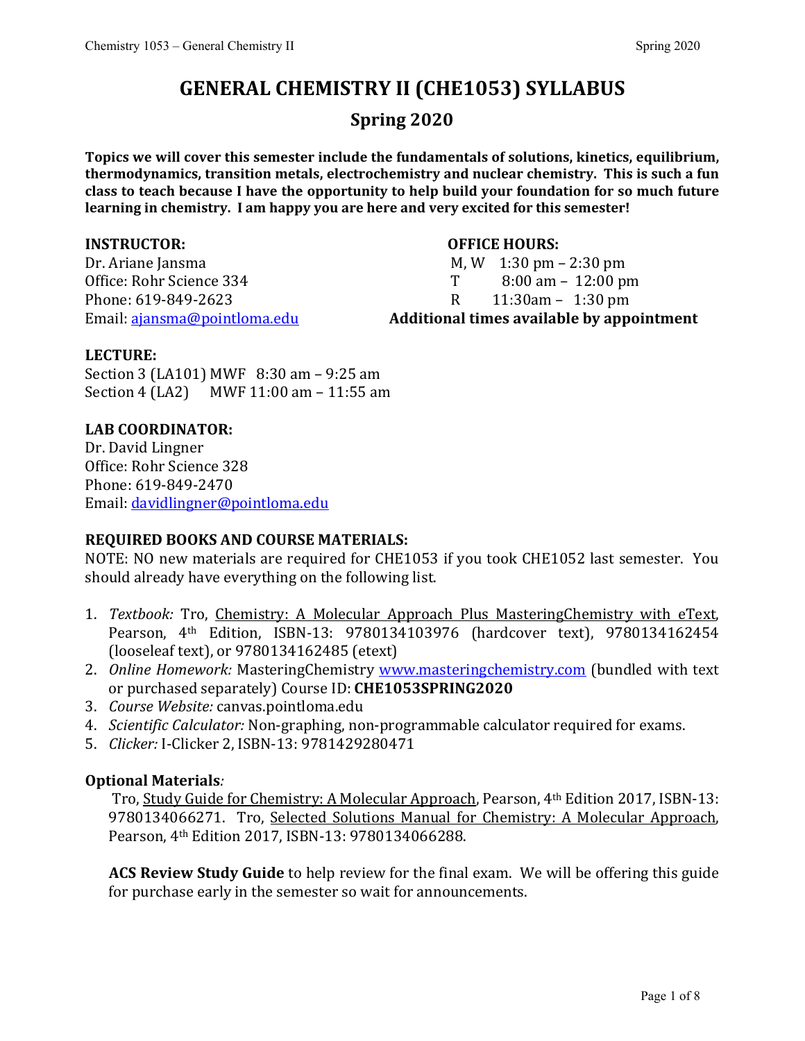# GENERAL CHEMISTRY II (CHE1053) SYLLABUS

## Spring 2020

**Topics we will cover this semester include the fundamentals of solutions, kinetics, equilibrium, thermodynamics, transition metals, electrochemistry and nuclear chemistry. This is such a fun class to teach because I have the opportunity to help build your foundation for so much future learning in chemistry. I am happy you are here and very excited for this semester!**

**INSTRUCTOR:**
Dr. Ariane Jansma
Office: Rohr Science 334
Phone: 619-849-2623
Email: ajansma@pointloma.edu

**OFFICE HOURS:**
M, W 1:30 pm – 2:30 pm
T 8:00 am – 12:00 pm
R 11:30am – 1:30 pm
**Additional times available by appointment**

**LECTURE:**
Section 3 (LA101) MWF 8:30 am – 9:25 am
Section 4 (LA2) MWF 11:00 am – 11:55 am

**LAB COORDINATOR:**
Dr. David Lingner
Office: Rohr Science 328
Phone: 619-849-2470
Email: davidlingner@pointloma.edu

**REQUIRED BOOKS AND COURSE MATERIALS:**
NOTE: NO new materials are required for CHE1053 if you took CHE1052 last semester. You should already have everything on the following list.

1. *Textbook:* Tro, Chemistry: A Molecular Approach Plus MasteringChemistry with eText, Pearson, 4th Edition, ISBN-13: 9780134103976 (hardcover text), 9780134162454 (looseleaf text), or 9780134162485 (etext)
2. *Online Homework:* MasteringChemistry www.masteringchemistry.com (bundled with text or purchased separately) Course ID: **CHE1053SPRING2020**
3. *Course Website:* canvas.pointloma.edu
4. *Scientific Calculator:* Non-graphing, non-programmable calculator required for exams.
5. *Clicker:* I-Clicker 2, ISBN-13: 9781429280471

**Optional Materials***:*

Tro, Study Guide for Chemistry: A Molecular Approach, Pearson, 4th Edition 2017, ISBN-13: 9780134066271. Tro, Selected Solutions Manual for Chemistry: A Molecular Approach, Pearson, 4th Edition 2017, ISBN-13: 9780134066288.

**ACS Review Study Guide** to help review for the final exam. We will be offering this guide for purchase early in the semester so wait for announcements.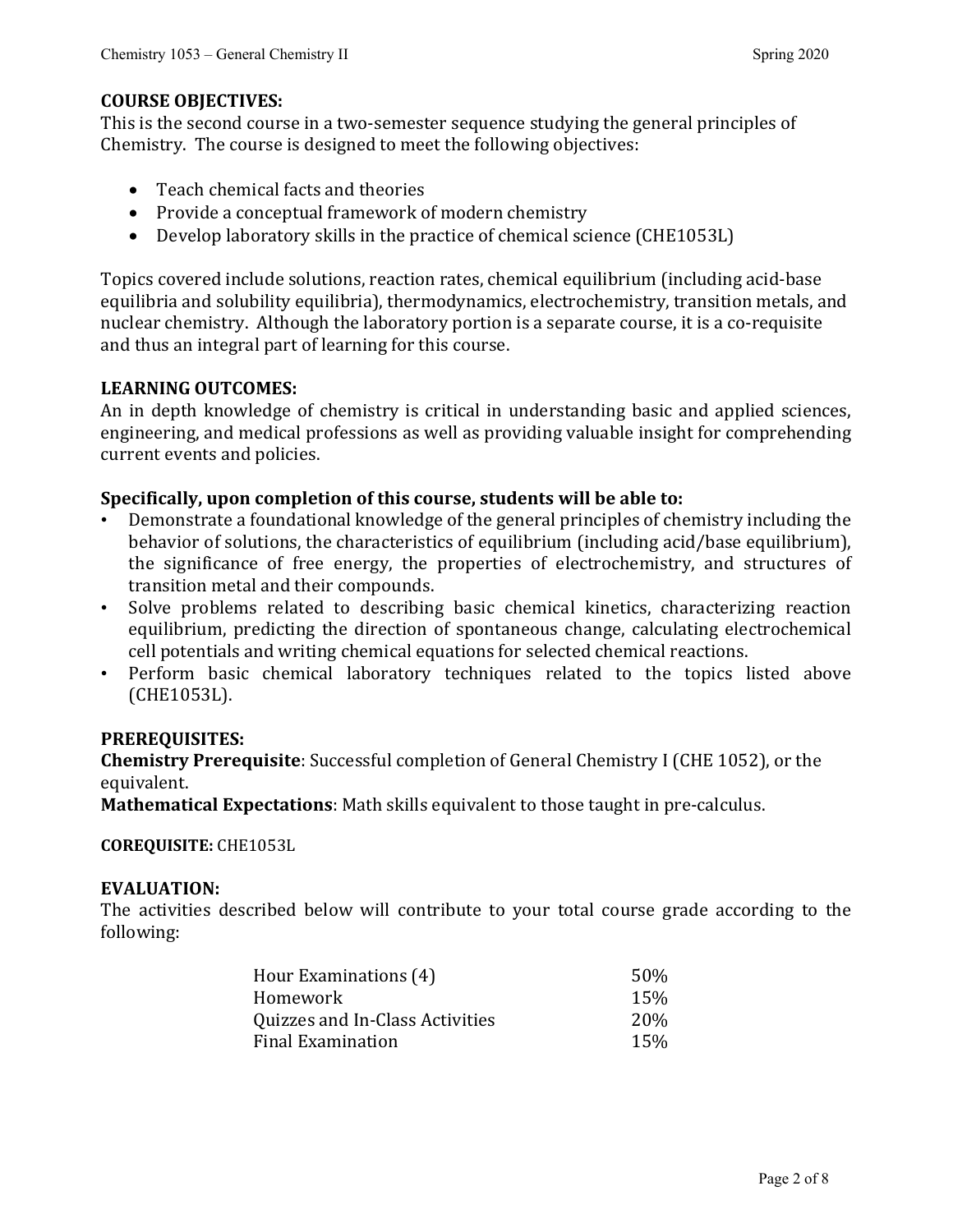## COURSE OBJECTIVES:

This is the second course in a two-semester sequence studying the general principles of Chemistry. The course is designed to meet the following objectives:

- Teach chemical facts and theories
- Provide a conceptual framework of modern chemistry
- Develop laboratory skills in the practice of chemical science (CHE1053L)

Topics covered include solutions, reaction rates, chemical equilibrium (including acid-base equilibria and solubility equilibria), thermodynamics, electrochemistry, transition metals, and nuclear chemistry. Although the laboratory portion is a separate course, it is a co-requisite and thus an integral part of learning for this course.

## LEARNING OUTCOMES:

An in depth knowledge of chemistry is critical in understanding basic and applied sciences, engineering, and medical professions as well as providing valuable insight for comprehending current events and policies.

### Specifically, upon completion of this course, students will be able to:

- Demonstrate a foundational knowledge of the general principles of chemistry including the behavior of solutions, the characteristics of equilibrium (including acid/base equilibrium), the significance of free energy, the properties of electrochemistry, and structures of transition metal and their compounds.
- Solve problems related to describing basic chemical kinetics, characterizing reaction equilibrium, predicting the direction of spontaneous change, calculating electrochemical cell potentials and writing chemical equations for selected chemical reactions.
- Perform basic chemical laboratory techniques related to the topics listed above (CHE1053L).

## PREREQUISITES:

**Chemistry Prerequisite**: Successful completion of General Chemistry I (CHE 1052), or the equivalent.

**Mathematical Expectations**: Math skills equivalent to those taught in pre-calculus.

**COREQUISITE:** CHE1053L

## EVALUATION:

The activities described below will contribute to your total course grade according to the following:

| Activity | Weight |
|---|---|
| Hour Examinations (4) | 50% |
| Homework | 15% |
| Quizzes and In-Class Activities | 20% |
| Final Examination | 15% |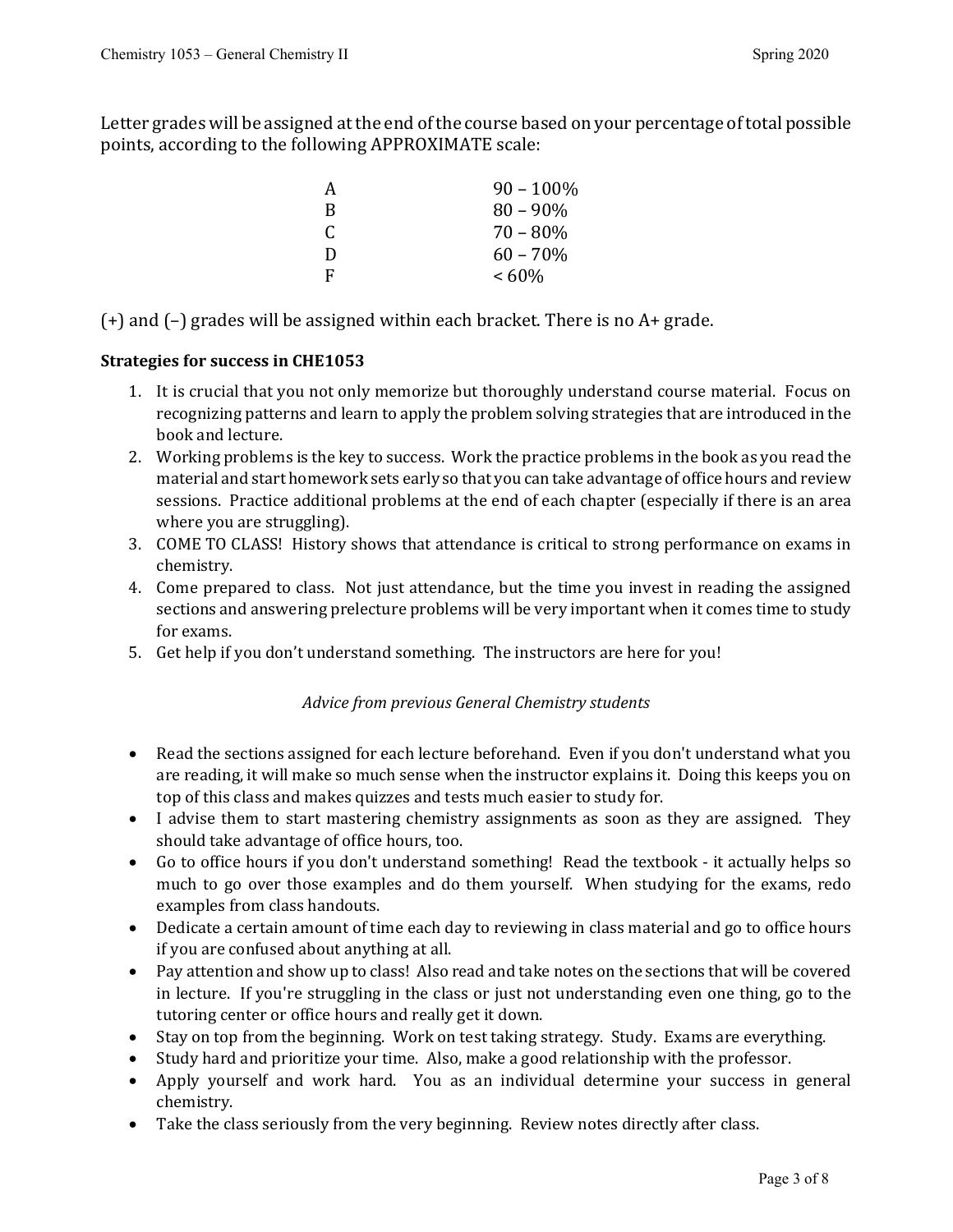Letter grades will be assigned at the end of the course based on your percentage of total possible points, according to the following APPROXIMATE scale:

| | |
|---|---|
| A | 90 – 100% |
| B | 80 – 90% |
| C | 70 – 80% |
| D | 60 – 70% |
| F | < 60% |

(+) and (–) grades will be assigned within each bracket. There is no A+ grade.

**Strategies for success in CHE1053**

1. It is crucial that you not only memorize but thoroughly understand course material. Focus on recognizing patterns and learn to apply the problem solving strategies that are introduced in the book and lecture.
2. Working problems is the key to success. Work the practice problems in the book as you read the material and start homework sets early so that you can take advantage of office hours and review sessions. Practice additional problems at the end of each chapter (especially if there is an area where you are struggling).
3. COME TO CLASS! History shows that attendance is critical to strong performance on exams in chemistry.
4. Come prepared to class. Not just attendance, but the time you invest in reading the assigned sections and answering prelecture problems will be very important when it comes time to study for exams.
5. Get help if you don't understand something. The instructors are here for you!

*Advice from previous General Chemistry students*

- Read the sections assigned for each lecture beforehand. Even if you don't understand what you are reading, it will make so much sense when the instructor explains it. Doing this keeps you on top of this class and makes quizzes and tests much easier to study for.
- I advise them to start mastering chemistry assignments as soon as they are assigned. They should take advantage of office hours, too.
- Go to office hours if you don't understand something! Read the textbook - it actually helps so much to go over those examples and do them yourself. When studying for the exams, redo examples from class handouts.
- Dedicate a certain amount of time each day to reviewing in class material and go to office hours if you are confused about anything at all.
- Pay attention and show up to class! Also read and take notes on the sections that will be covered in lecture. If you're struggling in the class or just not understanding even one thing, go to the tutoring center or office hours and really get it down.
- Stay on top from the beginning. Work on test taking strategy. Study. Exams are everything.
- Study hard and prioritize your time. Also, make a good relationship with the professor.
- Apply yourself and work hard. You as an individual determine your success in general chemistry.
- Take the class seriously from the very beginning. Review notes directly after class.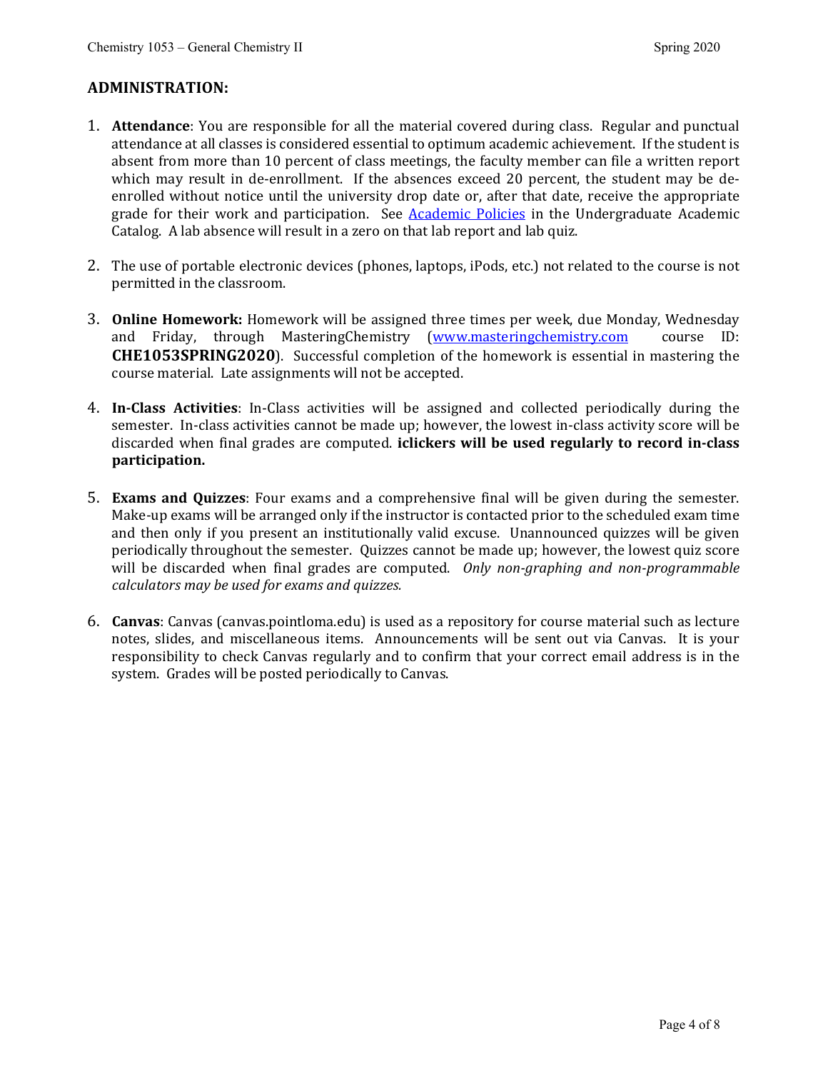## ADMINISTRATION:

1. **Attendance**: You are responsible for all the material covered during class. Regular and punctual attendance at all classes is considered essential to optimum academic achievement. If the student is absent from more than 10 percent of class meetings, the faculty member can file a written report which may result in de-enrollment. If the absences exceed 20 percent, the student may be de-enrolled without notice until the university drop date or, after that date, receive the appropriate grade for their work and participation. See [Academic Policies] in the Undergraduate Academic Catalog. A lab absence will result in a zero on that lab report and lab quiz.

2. The use of portable electronic devices (phones, laptops, iPods, etc.) not related to the course is not permitted in the classroom.

3. **Online Homework:** Homework will be assigned three times per week, due Monday, Wednesday and Friday, through MasteringChemistry (www.masteringchemistry.com course ID: **CHE1053SPRING2020**). Successful completion of the homework is essential in mastering the course material. Late assignments will not be accepted.

4. **In-Class Activities**: In-Class activities will be assigned and collected periodically during the semester. In-class activities cannot be made up; however, the lowest in-class activity score will be discarded when final grades are computed. **iclickers will be used regularly to record in-class participation.**

5. **Exams and Quizzes**: Four exams and a comprehensive final will be given during the semester. Make-up exams will be arranged only if the instructor is contacted prior to the scheduled exam time and then only if you present an institutionally valid excuse. Unannounced quizzes will be given periodically throughout the semester. Quizzes cannot be made up; however, the lowest quiz score will be discarded when final grades are computed. *Only non-graphing and non-programmable calculators may be used for exams and quizzes.*

6. **Canvas**: Canvas (canvas.pointloma.edu) is used as a repository for course material such as lecture notes, slides, and miscellaneous items. Announcements will be sent out via Canvas. It is your responsibility to check Canvas regularly and to confirm that your correct email address is in the system. Grades will be posted periodically to Canvas.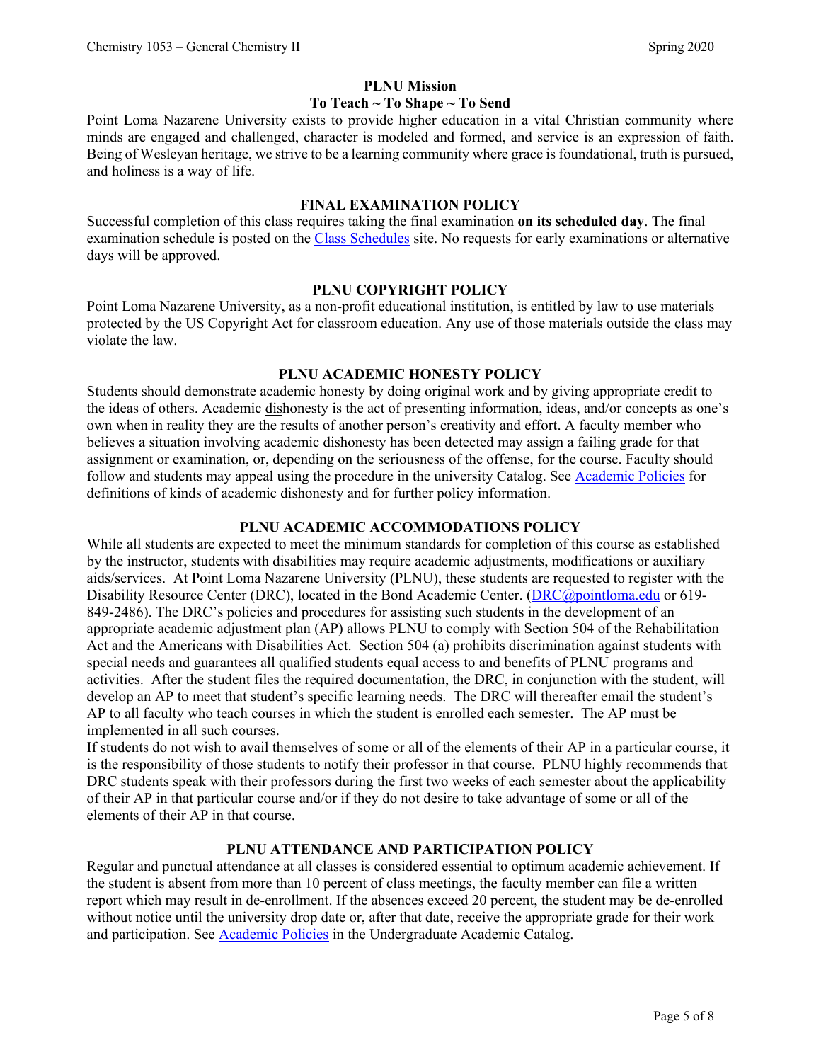## PLNU Mission

### To Teach ~ To Shape ~ To Send

Point Loma Nazarene University exists to provide higher education in a vital Christian community where minds are engaged and challenged, character is modeled and formed, and service is an expression of faith. Being of Wesleyan heritage, we strive to be a learning community where grace is foundational, truth is pursued, and holiness is a way of life.

## FINAL EXAMINATION POLICY

Successful completion of this class requires taking the final examination **on its scheduled day**. The final examination schedule is posted on the Class Schedules site. No requests for early examinations or alternative days will be approved.

## PLNU COPYRIGHT POLICY

Point Loma Nazarene University, as a non-profit educational institution, is entitled by law to use materials protected by the US Copyright Act for classroom education. Any use of those materials outside the class may violate the law.

## PLNU ACADEMIC HONESTY POLICY

Students should demonstrate academic honesty by doing original work and by giving appropriate credit to the ideas of others. Academic dishonesty is the act of presenting information, ideas, and/or concepts as one's own when in reality they are the results of another person's creativity and effort. A faculty member who believes a situation involving academic dishonesty has been detected may assign a failing grade for that assignment or examination, or, depending on the seriousness of the offense, for the course. Faculty should follow and students may appeal using the procedure in the university Catalog. See Academic Policies for definitions of kinds of academic dishonesty and for further policy information.

## PLNU ACADEMIC ACCOMMODATIONS POLICY

While all students are expected to meet the minimum standards for completion of this course as established by the instructor, students with disabilities may require academic adjustments, modifications or auxiliary aids/services. At Point Loma Nazarene University (PLNU), these students are requested to register with the Disability Resource Center (DRC), located in the Bond Academic Center. (DRC@pointloma.edu or 619-849-2486). The DRC's policies and procedures for assisting such students in the development of an appropriate academic adjustment plan (AP) allows PLNU to comply with Section 504 of the Rehabilitation Act and the Americans with Disabilities Act. Section 504 (a) prohibits discrimination against students with special needs and guarantees all qualified students equal access to and benefits of PLNU programs and activities. After the student files the required documentation, the DRC, in conjunction with the student, will develop an AP to meet that student's specific learning needs. The DRC will thereafter email the student's AP to all faculty who teach courses in which the student is enrolled each semester. The AP must be implemented in all such courses.

If students do not wish to avail themselves of some or all of the elements of their AP in a particular course, it is the responsibility of those students to notify their professor in that course. PLNU highly recommends that DRC students speak with their professors during the first two weeks of each semester about the applicability of their AP in that particular course and/or if they do not desire to take advantage of some or all of the elements of their AP in that course.

## PLNU ATTENDANCE AND PARTICIPATION POLICY

Regular and punctual attendance at all classes is considered essential to optimum academic achievement. If the student is absent from more than 10 percent of class meetings, the faculty member can file a written report which may result in de-enrollment. If the absences exceed 20 percent, the student may be de-enrolled without notice until the university drop date or, after that date, receive the appropriate grade for their work and participation. See Academic Policies in the Undergraduate Academic Catalog.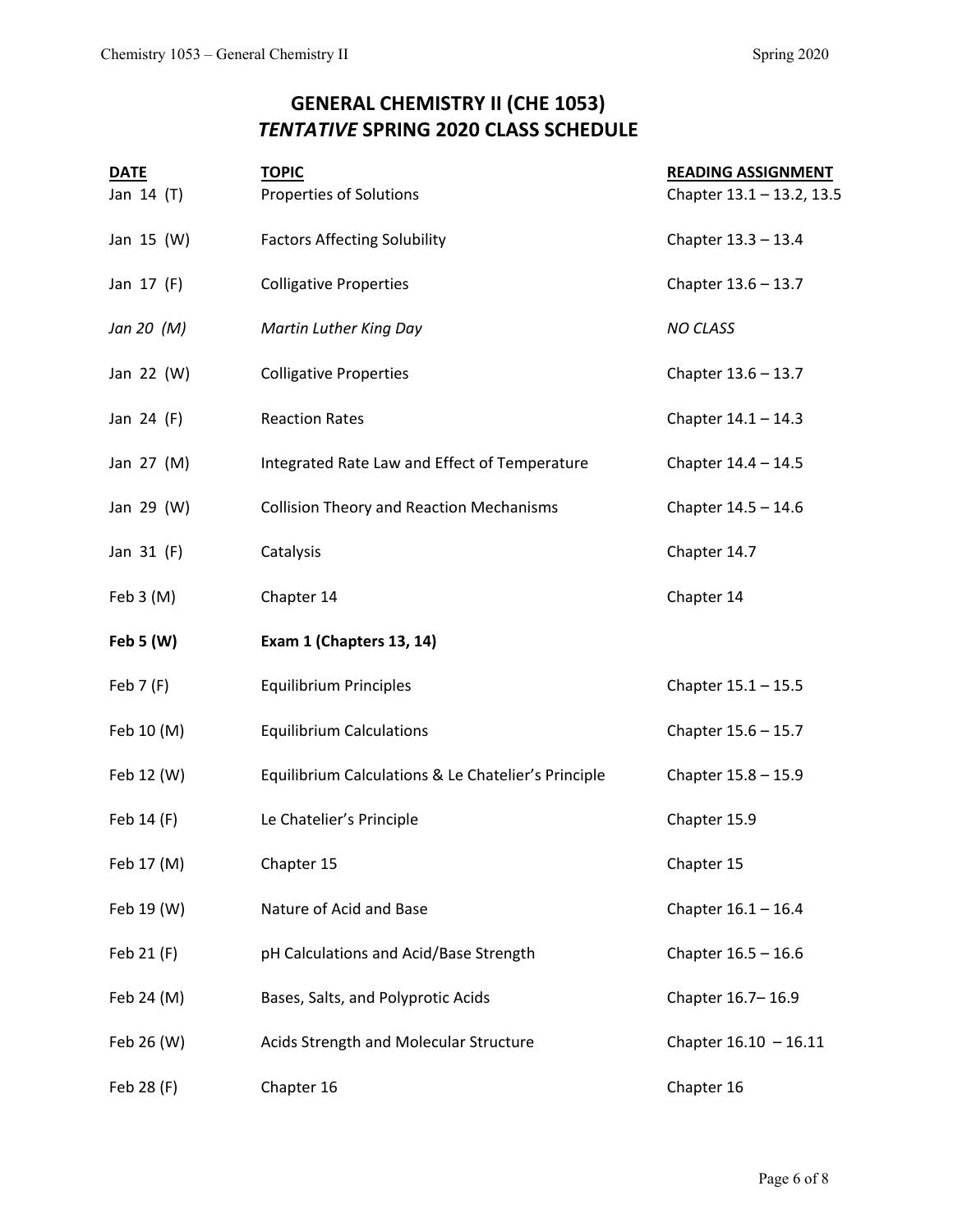# GENERAL CHEMISTRY II (CHE 1053)
## *TENTATIVE* SPRING 2020 CLASS SCHEDULE

| DATE | TOPIC | READING ASSIGNMENT |
| --- | --- | --- |
| Jan 14 (T) | Properties of Solutions | Chapter 13.1 – 13.2, 13.5 |
| Jan 15 (W) | Factors Affecting Solubility | Chapter 13.3 – 13.4 |
| Jan 17 (F) | Colligative Properties | Chapter 13.6 – 13.7 |
| *Jan 20 (M)* | *Martin Luther King Day* | *NO CLASS* |
| Jan 22 (W) | Colligative Properties | Chapter 13.6 – 13.7 |
| Jan 24 (F) | Reaction Rates | Chapter 14.1 – 14.3 |
| Jan 27 (M) | Integrated Rate Law and Effect of Temperature | Chapter 14.4 – 14.5 |
| Jan 29 (W) | Collision Theory and Reaction Mechanisms | Chapter 14.5 – 14.6 |
| Jan 31 (F) | Catalysis | Chapter 14.7 |
| Feb 3 (M) | Chapter 14 | Chapter 14 |
| **Feb 5 (W)** | **Exam 1 (Chapters 13, 14)** | |
| Feb 7 (F) | Equilibrium Principles | Chapter 15.1 – 15.5 |
| Feb 10 (M) | Equilibrium Calculations | Chapter 15.6 – 15.7 |
| Feb 12 (W) | Equilibrium Calculations & Le Chatelier's Principle | Chapter 15.8 – 15.9 |
| Feb 14 (F) | Le Chatelier's Principle | Chapter 15.9 |
| Feb 17 (M) | Chapter 15 | Chapter 15 |
| Feb 19 (W) | Nature of Acid and Base | Chapter 16.1 – 16.4 |
| Feb 21 (F) | pH Calculations and Acid/Base Strength | Chapter 16.5 – 16.6 |
| Feb 24 (M) | Bases, Salts, and Polyprotic Acids | Chapter 16.7– 16.9 |
| Feb 26 (W) | Acids Strength and Molecular Structure | Chapter 16.10 – 16.11 |
| Feb 28 (F) | Chapter 16 | Chapter 16 |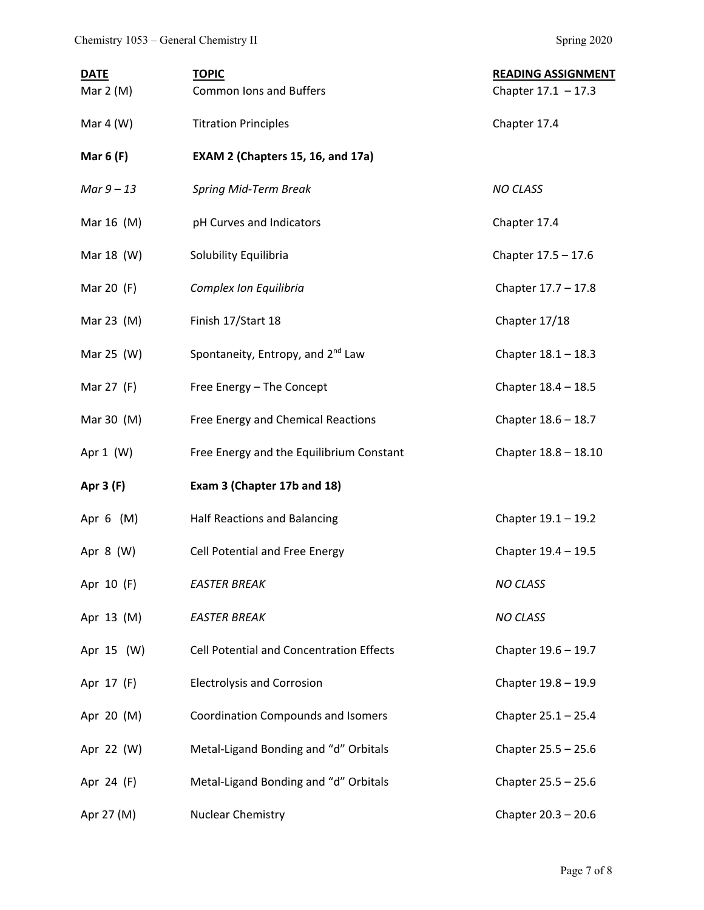| DATE | TOPIC | READING ASSIGNMENT |
|---|---|---|
| Mar 2 (M) | Common Ions and Buffers | Chapter 17.1 – 17.3 |
| Mar 4 (W) | Titration Principles | Chapter 17.4 |
| **Mar 6 (F)** | **EXAM 2 (Chapters 15, 16, and 17a)** | |
| *Mar 9 – 13* | *Spring Mid-Term Break* | *NO CLASS* |
| Mar 16 (M) | pH Curves and Indicators | Chapter 17.4 |
| Mar 18 (W) | Solubility Equilibria | Chapter 17.5 – 17.6 |
| Mar 20 (F) | *Complex Ion Equilibria* | Chapter 17.7 – 17.8 |
| Mar 23 (M) | Finish 17/Start 18 | Chapter 17/18 |
| Mar 25 (W) | Spontaneity, Entropy, and 2nd Law | Chapter 18.1 – 18.3 |
| Mar 27 (F) | Free Energy – The Concept | Chapter 18.4 – 18.5 |
| Mar 30 (M) | Free Energy and Chemical Reactions | Chapter 18.6 – 18.7 |
| Apr 1 (W) | Free Energy and the Equilibrium Constant | Chapter 18.8 – 18.10 |
| **Apr 3 (F)** | **Exam 3 (Chapter 17b and 18)** | |
| Apr 6 (M) | Half Reactions and Balancing | Chapter 19.1 – 19.2 |
| Apr 8 (W) | Cell Potential and Free Energy | Chapter 19.4 – 19.5 |
| Apr 10 (F) | *EASTER BREAK* | *NO CLASS* |
| Apr 13 (M) | *EASTER BREAK* | *NO CLASS* |
| Apr 15 (W) | Cell Potential and Concentration Effects | Chapter 19.6 – 19.7 |
| Apr 17 (F) | Electrolysis and Corrosion | Chapter 19.8 – 19.9 |
| Apr 20 (M) | Coordination Compounds and Isomers | Chapter 25.1 – 25.4 |
| Apr 22 (W) | Metal-Ligand Bonding and "d" Orbitals | Chapter 25.5 – 25.6 |
| Apr 24 (F) | Metal-Ligand Bonding and "d" Orbitals | Chapter 25.5 – 25.6 |
| Apr 27 (M) | Nuclear Chemistry | Chapter 20.3 – 20.6 |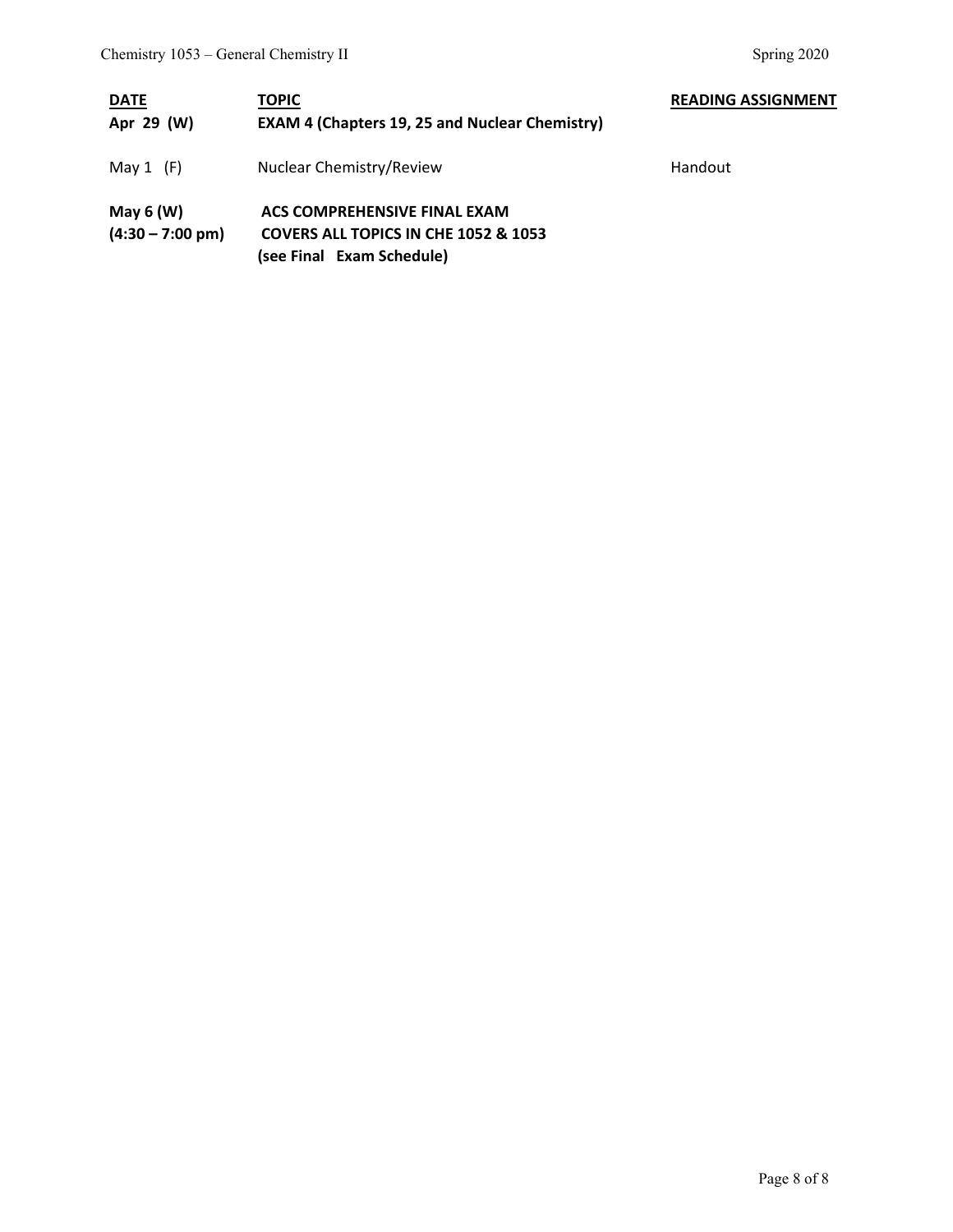| DATE | TOPIC | READING ASSIGNMENT |
| --- | --- | --- |
| **Apr 29 (W)** | **EXAM 4 (Chapters 19, 25 and Nuclear Chemistry)** | |
| May 1 (F) | Nuclear Chemistry/Review | Handout |
| **May 6 (W)** **(4:30 – 7:00 pm)** | **ACS COMPREHENSIVE FINAL EXAM** **COVERS ALL TOPICS IN CHE 1052 & 1053** **(see Final Exam Schedule)** | |